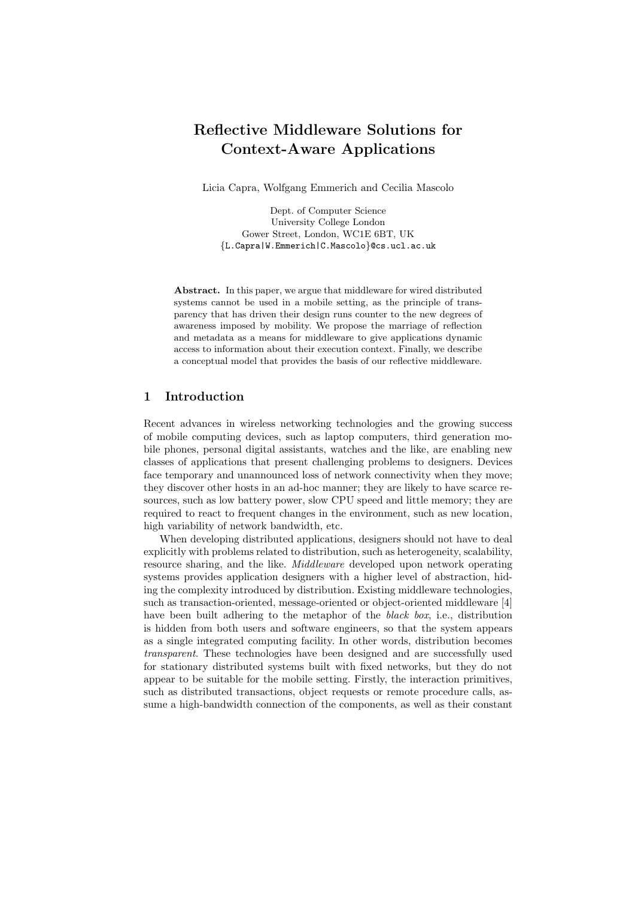# Reflective Middleware Solutions for Context-Aware Applications

Licia Capra, Wolfgang Emmerich and Cecilia Mascolo

Dept. of Computer Science
University College London
Gower Street, London, WC1E 6BT, UK
{L.Capra|W.Emmerich|C.Mascolo}@cs.ucl.ac.uk

**Abstract.** In this paper, we argue that middleware for wired distributed systems cannot be used in a mobile setting, as the principle of transparency that has driven their design runs counter to the new degrees of awareness imposed by mobility. We propose the marriage of reflection and metadata as a means for middleware to give applications dynamic access to information about their execution context. Finally, we describe a conceptual model that provides the basis of our reflective middleware.

## 1 Introduction

Recent advances in wireless networking technologies and the growing success of mobile computing devices, such as laptop computers, third generation mobile phones, personal digital assistants, watches and the like, are enabling new classes of applications that present challenging problems to designers. Devices face temporary and unannounced loss of network connectivity when they move; they discover other hosts in an ad-hoc manner; they are likely to have scarce resources, such as low battery power, slow CPU speed and little memory; they are required to react to frequent changes in the environment, such as new location, high variability of network bandwidth, etc.

When developing distributed applications, designers should not have to deal explicitly with problems related to distribution, such as heterogeneity, scalability, resource sharing, and the like. *Middleware* developed upon network operating systems provides application designers with a higher level of abstraction, hiding the complexity introduced by distribution. Existing middleware technologies, such as transaction-oriented, message-oriented or object-oriented middleware [4] have been built adhering to the metaphor of the *black box*, i.e., distribution is hidden from both users and software engineers, so that the system appears as a single integrated computing facility. In other words, distribution becomes *transparent*. These technologies have been designed and are successfully used for stationary distributed systems built with fixed networks, but they do not appear to be suitable for the mobile setting. Firstly, the interaction primitives, such as distributed transactions, object requests or remote procedure calls, assume a high-bandwidth connection of the components, as well as their constant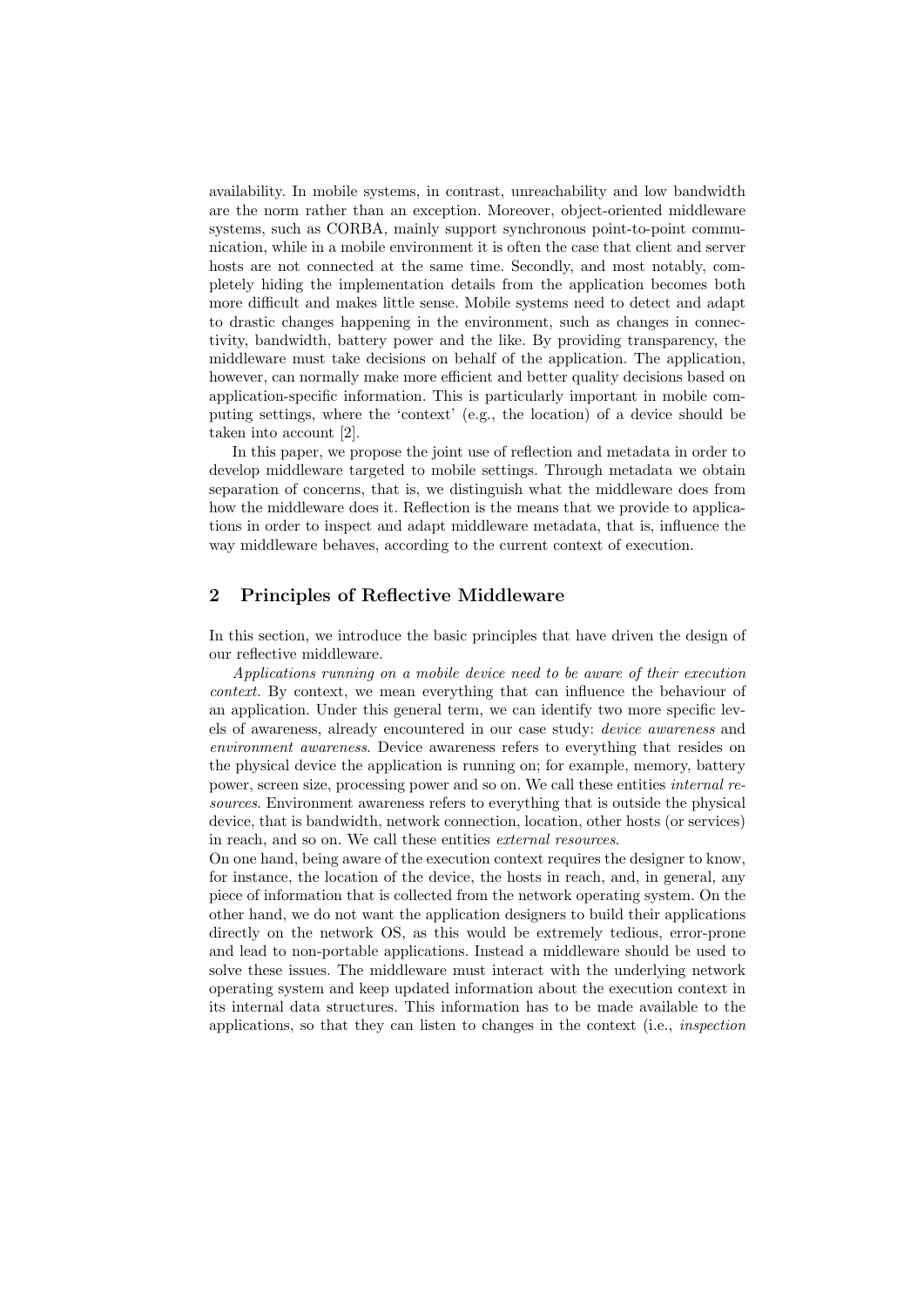availability. In mobile systems, in contrast, unreachability and low bandwidth are the norm rather than an exception. Moreover, object-oriented middleware systems, such as CORBA, mainly support synchronous point-to-point communication, while in a mobile environment it is often the case that client and server hosts are not connected at the same time. Secondly, and most notably, completely hiding the implementation details from the application becomes both more difficult and makes little sense. Mobile systems need to detect and adapt to drastic changes happening in the environment, such as changes in connectivity, bandwidth, battery power and the like. By providing transparency, the middleware must take decisions on behalf of the application. The application, however, can normally make more efficient and better quality decisions based on application-specific information. This is particularly important in mobile computing settings, where the 'context' (e.g., the location) of a device should be taken into account [2].

In this paper, we propose the joint use of reflection and metadata in order to develop middleware targeted to mobile settings. Through metadata we obtain separation of concerns, that is, we distinguish what the middleware does from how the middleware does it. Reflection is the means that we provide to applications in order to inspect and adapt middleware metadata, that is, influence the way middleware behaves, according to the current context of execution.

## 2 Principles of Reflective Middleware

In this section, we introduce the basic principles that have driven the design of our reflective middleware.

*Applications running on a mobile device need to be aware of their execution context.* By context, we mean everything that can influence the behaviour of an application. Under this general term, we can identify two more specific levels of awareness, already encountered in our case study: *device awareness* and *environment awareness*. Device awareness refers to everything that resides on the physical device the application is running on; for example, memory, battery power, screen size, processing power and so on. We call these entities *internal resources*. Environment awareness refers to everything that is outside the physical device, that is bandwidth, network connection, location, other hosts (or services) in reach, and so on. We call these entities *external resources*.

On one hand, being aware of the execution context requires the designer to know, for instance, the location of the device, the hosts in reach, and, in general, any piece of information that is collected from the network operating system. On the other hand, we do not want the application designers to build their applications directly on the network OS, as this would be extremely tedious, error-prone and lead to non-portable applications. Instead a middleware should be used to solve these issues. The middleware must interact with the underlying network operating system and keep updated information about the execution context in its internal data structures. This information has to be made available to the applications, so that they can listen to changes in the context (i.e., *inspection*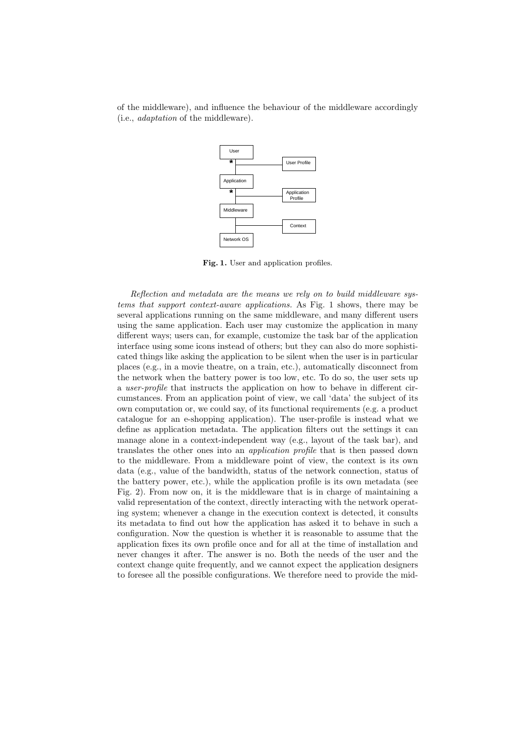of the middleware), and influence the behaviour of the middleware accordingly (i.e., *adaptation* of the middleware).

**Fig. 1.** User and application profiles.

*Reflection and metadata are the means we rely on to build middleware systems that support context-aware applications.* As Fig. 1 shows, there may be several applications running on the same middleware, and many different users using the same application. Each user may customize the application in many different ways; users can, for example, customize the task bar of the application interface using some icons instead of others; but they can also do more sophisticated things like asking the application to be silent when the user is in particular places (e.g., in a movie theatre, on a train, etc.), automatically disconnect from the network when the battery power is too low, etc. To do so, the user sets up a *user-profile* that instructs the application on how to behave in different circumstances. From an application point of view, we call 'data' the subject of its own computation or, we could say, of its functional requirements (e.g. a product catalogue for an e-shopping application). The user-profile is instead what we define as application metadata. The application filters out the settings it can manage alone in a context-independent way (e.g., layout of the task bar), and translates the other ones into an *application profile* that is then passed down to the middleware. From a middleware point of view, the context is its own data (e.g., value of the bandwidth, status of the network connection, status of the battery power, etc.), while the application profile is its own metadata (see Fig. 2). From now on, it is the middleware that is in charge of maintaining a valid representation of the context, directly interacting with the network operating system; whenever a change in the execution context is detected, it consults its metadata to find out how the application has asked it to behave in such a configuration. Now the question is whether it is reasonable to assume that the application fixes its own profile once and for all at the time of installation and never changes it after. The answer is no. Both the needs of the user and the context change quite frequently, and we cannot expect the application designers to foresee all the possible configurations. We therefore need to provide the mid-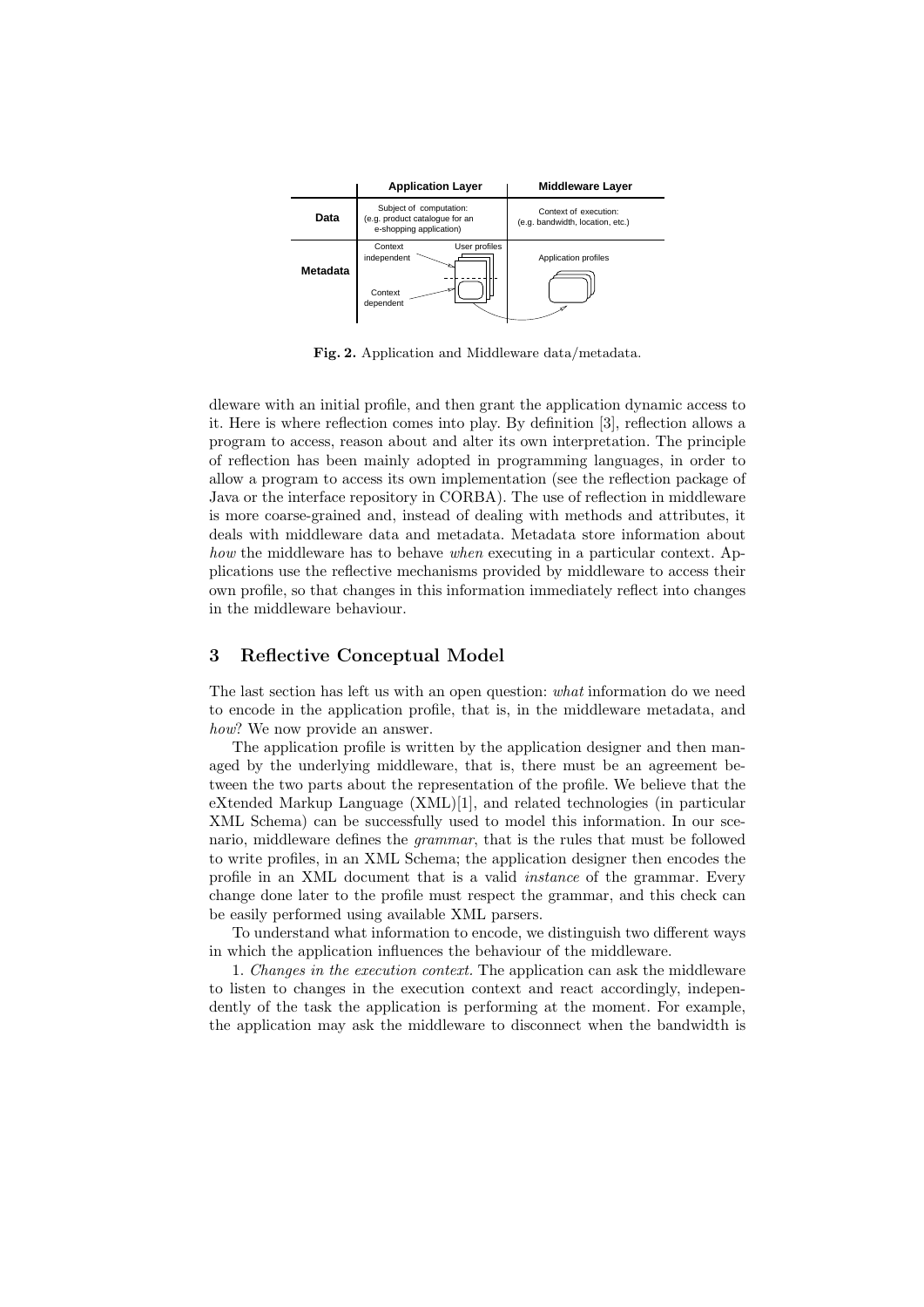| | Application Layer | Middleware Layer |
|---|---|---|
| **Data** | Subject of computation: (e.g. product catalogue for an e-shopping application) | Context of execution: (e.g. bandwidth, location, etc.) |
| **Metadata** | Context independent / Context dependent / User profiles | Application profiles |

**Fig. 2.** Application and Middleware data/metadata.

dleware with an initial profile, and then grant the application dynamic access to it. Here is where reflection comes into play. By definition [3], reflection allows a program to access, reason about and alter its own interpretation. The principle of reflection has been mainly adopted in programming languages, in order to allow a program to access its own implementation (see the reflection package of Java or the interface repository in CORBA). The use of reflection in middleware is more coarse-grained and, instead of dealing with methods and attributes, it deals with middleware data and metadata. Metadata store information about *how* the middleware has to behave *when* executing in a particular context. Applications use the reflective mechanisms provided by middleware to access their own profile, so that changes in this information immediately reflect into changes in the middleware behaviour.

## 3 Reflective Conceptual Model

The last section has left us with an open question: *what* information do we need to encode in the application profile, that is, in the middleware metadata, and *how*? We now provide an answer.

The application profile is written by the application designer and then managed by the underlying middleware, that is, there must be an agreement between the two parts about the representation of the profile. We believe that the eXtended Markup Language (XML)[1], and related technologies (in particular XML Schema) can be successfully used to model this information. In our scenario, middleware defines the *grammar*, that is the rules that must be followed to write profiles, in an XML Schema; the application designer then encodes the profile in an XML document that is a valid *instance* of the grammar. Every change done later to the profile must respect the grammar, and this check can be easily performed using available XML parsers.

To understand what information to encode, we distinguish two different ways in which the application influences the behaviour of the middleware.

1. *Changes in the execution context.* The application can ask the middleware to listen to changes in the execution context and react accordingly, independently of the task the application is performing at the moment. For example, the application may ask the middleware to disconnect when the bandwidth is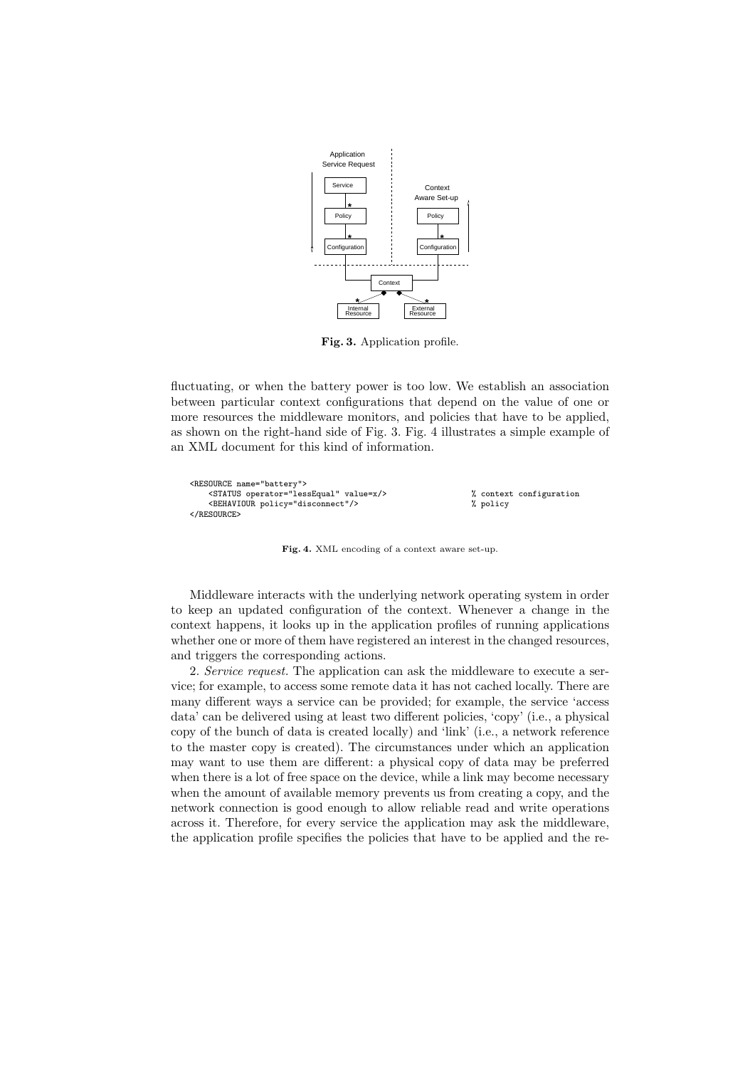Application
Service Request

Service

Policy

Configuration

Context
Aware Set-up

Policy

Configuration

Context

Internal
Resource

External
Resource

**Fig. 3.** Application profile.

fluctuating, or when the battery power is too low. We establish an association between particular context configurations that depend on the value of one or more resources the middleware monitors, and policies that have to be applied, as shown on the right-hand side of Fig. 3. Fig. 4 illustrates a simple example of an XML document for this kind of information.

```
<RESOURCE name="battery">
    <STATUS operator="lessEqual" value=x/>                % context configuration
    <BEHAVIOUR policy="disconnect"/>                      % policy
</RESOURCE>
```

**Fig. 4.** XML encoding of a context aware set-up.

Middleware interacts with the underlying network operating system in order to keep an updated configuration of the context. Whenever a change in the context happens, it looks up in the application profiles of running applications whether one or more of them have registered an interest in the changed resources, and triggers the corresponding actions.

2. *Service request.* The application can ask the middleware to execute a service; for example, to access some remote data it has not cached locally. There are many different ways a service can be provided; for example, the service 'access data' can be delivered using at least two different policies, 'copy' (i.e., a physical copy of the bunch of data is created locally) and 'link' (i.e., a network reference to the master copy is created). The circumstances under which an application may want to use them are different: a physical copy of data may be preferred when there is a lot of free space on the device, while a link may become necessary when the amount of available memory prevents us from creating a copy, and the network connection is good enough to allow reliable read and write operations across it. Therefore, for every service the application may ask the middleware, the application profile specifies the policies that have to be applied and the re-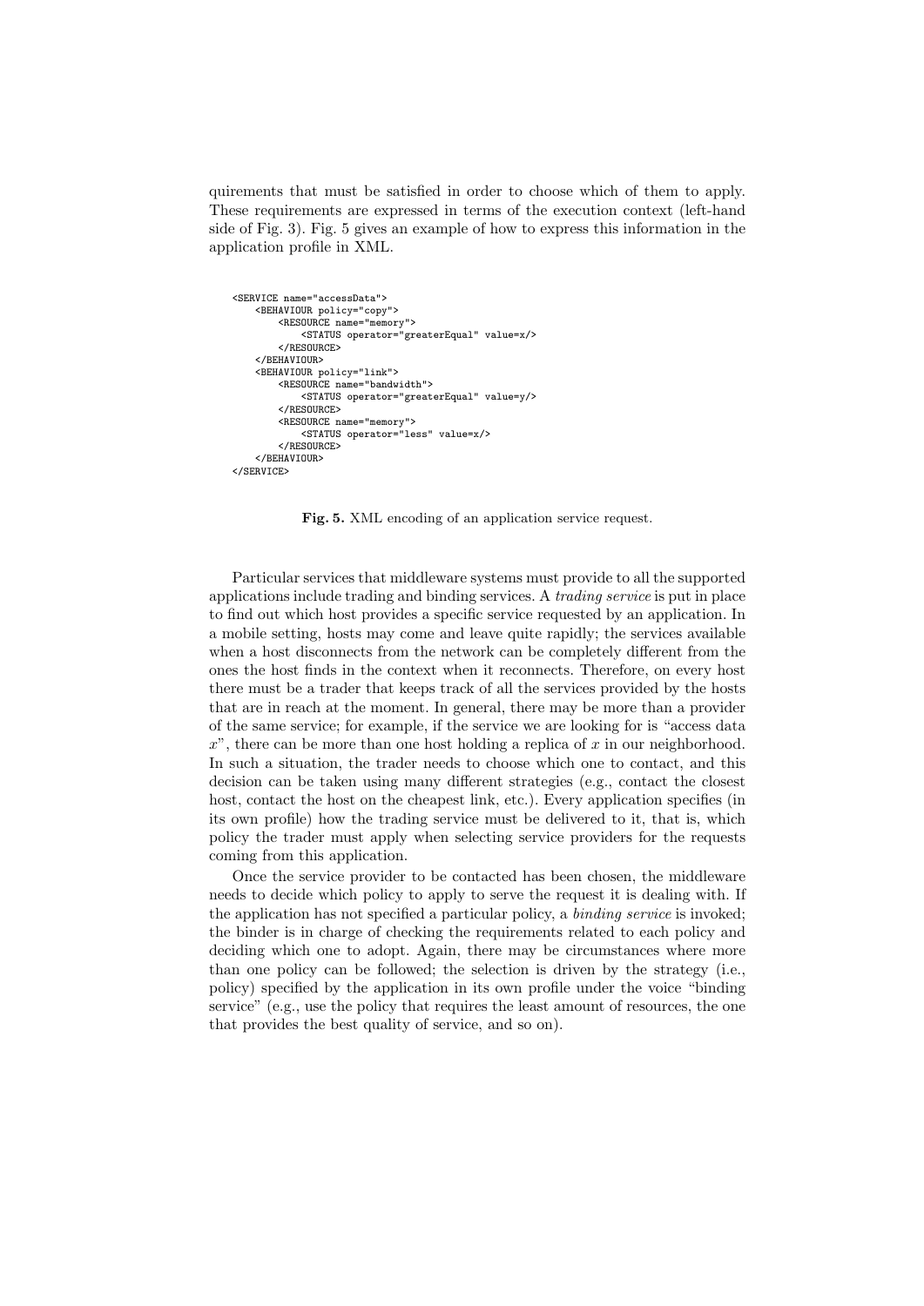quirements that must be satisfied in order to choose which of them to apply. These requirements are expressed in terms of the execution context (left-hand side of Fig. 3). Fig. 5 gives an example of how to express this information in the application profile in XML.

```
<SERVICE name="accessData">
    <BEHAVIOUR policy="copy">
        <RESOURCE name="memory">
            <STATUS operator="greaterEqual" value=x/>
        </RESOURCE>
    </BEHAVIOUR>
    <BEHAVIOUR policy="link">
        <RESOURCE name="bandwidth">
            <STATUS operator="greaterEqual" value=y/>
        </RESOURCE>
        <RESOURCE name="memory">
            <STATUS operator="less" value=x/>
        </RESOURCE>
    </BEHAVIOUR>
</SERVICE>
```

**Fig. 5.** XML encoding of an application service request.

Particular services that middleware systems must provide to all the supported applications include trading and binding services. A *trading service* is put in place to find out which host provides a specific service requested by an application. In a mobile setting, hosts may come and leave quite rapidly; the services available when a host disconnects from the network can be completely different from the ones the host finds in the context when it reconnects. Therefore, on every host there must be a trader that keeps track of all the services provided by the hosts that are in reach at the moment. In general, there may be more than a provider of the same service; for example, if the service we are looking for is "access data $x$", there can be more than one host holding a replica of $x$ in our neighborhood. In such a situation, the trader needs to choose which one to contact, and this decision can be taken using many different strategies (e.g., contact the closest host, contact the host on the cheapest link, etc.). Every application specifies (in its own profile) how the trading service must be delivered to it, that is, which policy the trader must apply when selecting service providers for the requests coming from this application.

Once the service provider to be contacted has been chosen, the middleware needs to decide which policy to apply to serve the request it is dealing with. If the application has not specified a particular policy, a *binding service* is invoked; the binder is in charge of checking the requirements related to each policy and deciding which one to adopt. Again, there may be circumstances where more than one policy can be followed; the selection is driven by the strategy (i.e., policy) specified by the application in its own profile under the voice "binding service" (e.g., use the policy that requires the least amount of resources, the one that provides the best quality of service, and so on).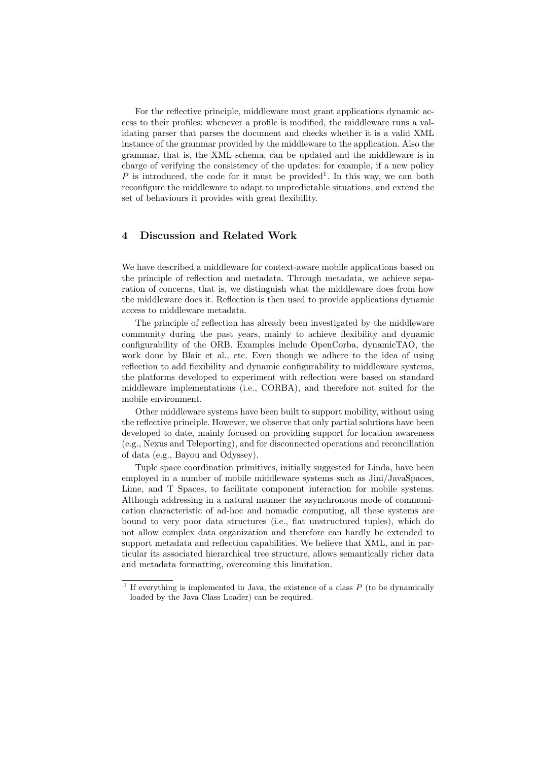For the reflective principle, middleware must grant applications dynamic access to their profiles: whenever a profile is modified, the middleware runs a validating parser that parses the document and checks whether it is a valid XML instance of the grammar provided by the middleware to the application. Also the grammar, that is, the XML schema, can be updated and the middleware is in charge of verifying the consistency of the updates: for example, if a new policy $P$ is introduced, the code for it must be provided[1]. In this way, we can both reconfigure the middleware to adapt to unpredictable situations, and extend the set of behaviours it provides with great flexibility.

## 4 Discussion and Related Work

We have described a middleware for context-aware mobile applications based on the principle of reflection and metadata. Through metadata, we achieve separation of concerns, that is, we distinguish what the middleware does from how the middleware does it. Reflection is then used to provide applications dynamic access to middleware metadata.

The principle of reflection has already been investigated by the middleware community during the past years, mainly to achieve flexibility and dynamic configurability of the ORB. Examples include OpenCorba, dynamicTAO, the work done by Blair et al., etc. Even though we adhere to the idea of using reflection to add flexibility and dynamic configurability to middleware systems, the platforms developed to experiment with reflection were based on standard middleware implementations (i.e., CORBA), and therefore not suited for the mobile environment.

Other middleware systems have been built to support mobility, without using the reflective principle. However, we observe that only partial solutions have been developed to date, mainly focused on providing support for location awareness (e.g., Nexus and Teleporting), and for disconnected operations and reconciliation of data (e.g., Bayou and Odyssey).

Tuple space coordination primitives, initially suggested for Linda, have been employed in a number of mobile middleware systems such as Jini/JavaSpaces, Lime, and T Spaces, to facilitate component interaction for mobile systems. Although addressing in a natural manner the asynchronous mode of communication characteristic of ad-hoc and nomadic computing, all these systems are bound to very poor data structures (i.e., flat unstructured tuples), which do not allow complex data organization and therefore can hardly be extended to support metadata and reflection capabilities. We believe that XML, and in particular its associated hierarchical tree structure, allows semantically richer data and metadata formatting, overcoming this limitation.

---

[1] If everything is implemented in Java, the existence of a class $P$ (to be dynamically loaded by the Java Class Loader) can be required.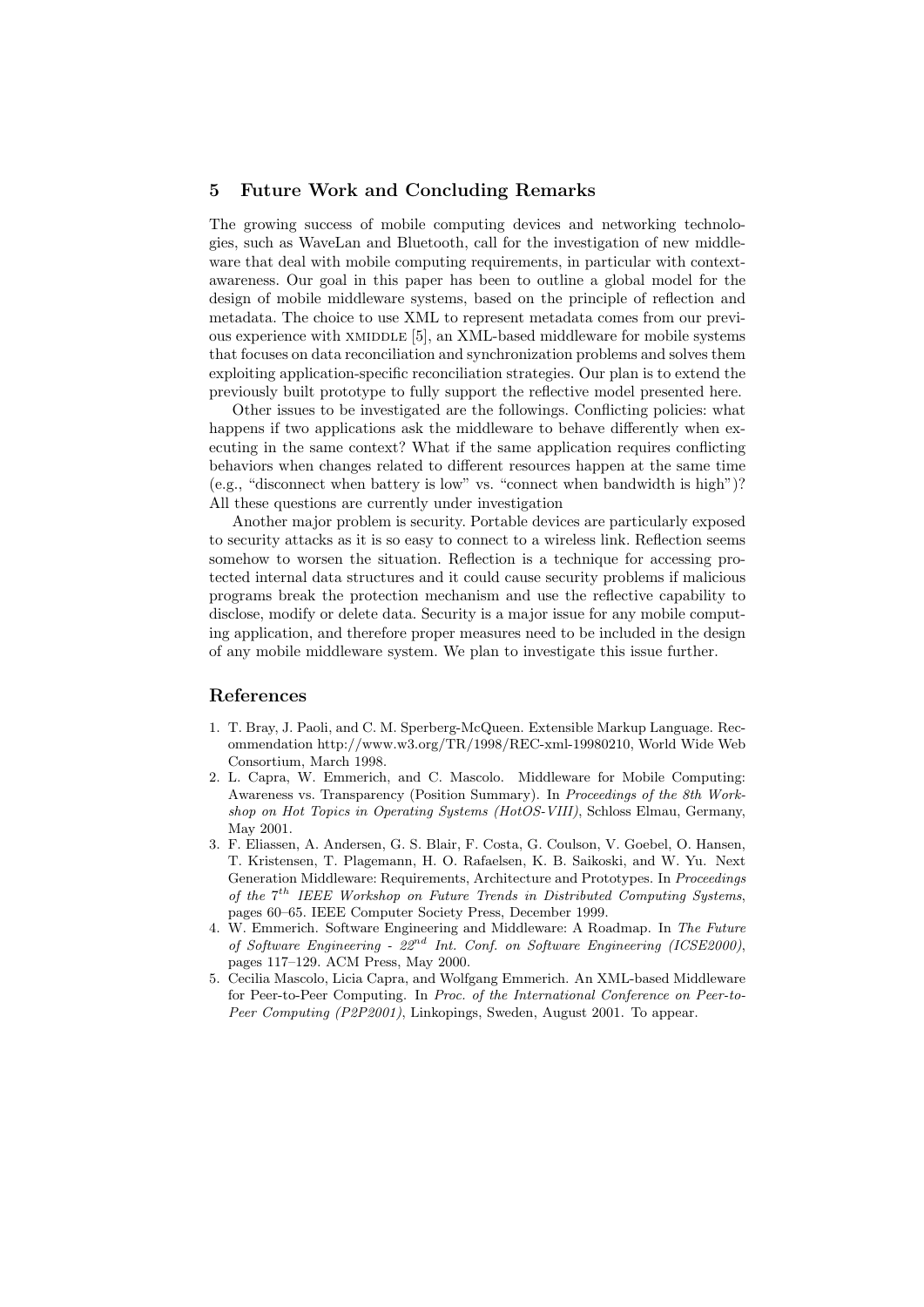## 5 Future Work and Concluding Remarks

The growing success of mobile computing devices and networking technologies, such as WaveLan and Bluetooth, call for the investigation of new middleware that deal with mobile computing requirements, in particular with context-awareness. Our goal in this paper has been to outline a global model for the design of mobile middleware systems, based on the principle of reflection and metadata. The choice to use XML to represent metadata comes from our previous experience with XMIDDLE [5], an XML-based middleware for mobile systems that focuses on data reconciliation and synchronization problems and solves them exploiting application-specific reconciliation strategies. Our plan is to extend the previously built prototype to fully support the reflective model presented here.

Other issues to be investigated are the followings. Conflicting policies: what happens if two applications ask the middleware to behave differently when executing in the same context? What if the same application requires conflicting behaviors when changes related to different resources happen at the same time (e.g., "disconnect when battery is low" vs. "connect when bandwidth is high")? All these questions are currently under investigation

Another major problem is security. Portable devices are particularly exposed to security attacks as it is so easy to connect to a wireless link. Reflection seems somehow to worsen the situation. Reflection is a technique for accessing protected internal data structures and it could cause security problems if malicious programs break the protection mechanism and use the reflective capability to disclose, modify or delete data. Security is a major issue for any mobile computing application, and therefore proper measures need to be included in the design of any mobile middleware system. We plan to investigate this issue further.

## References

1. T. Bray, J. Paoli, and C. M. Sperberg-McQueen. Extensible Markup Language. Recommendation http://www.w3.org/TR/1998/REC-xml-19980210, World Wide Web Consortium, March 1998.
2. L. Capra, W. Emmerich, and C. Mascolo. Middleware for Mobile Computing: Awareness vs. Transparency (Position Summary). In *Proceedings of the 8th Workshop on Hot Topics in Operating Systems (HotOS-VIII)*, Schloss Elmau, Germany, May 2001.
3. F. Eliassen, A. Andersen, G. S. Blair, F. Costa, G. Coulson, V. Goebel, O. Hansen, T. Kristensen, T. Plagemann, H. O. Rafaelsen, K. B. Saikoski, and W. Yu. Next Generation Middleware: Requirements, Architecture and Prototypes. In *Proceedings of the $7^{th}$ IEEE Workshop on Future Trends in Distributed Computing Systems*, pages 60–65. IEEE Computer Society Press, December 1999.
4. W. Emmerich. Software Engineering and Middleware: A Roadmap. In *The Future of Software Engineering - $22^{nd}$ Int. Conf. on Software Engineering (ICSE2000)*, pages 117–129. ACM Press, May 2000.
5. Cecilia Mascolo, Licia Capra, and Wolfgang Emmerich. An XML-based Middleware for Peer-to-Peer Computing. In *Proc. of the International Conference on Peer-to-Peer Computing (P2P2001)*, Linkopings, Sweden, August 2001. To appear.